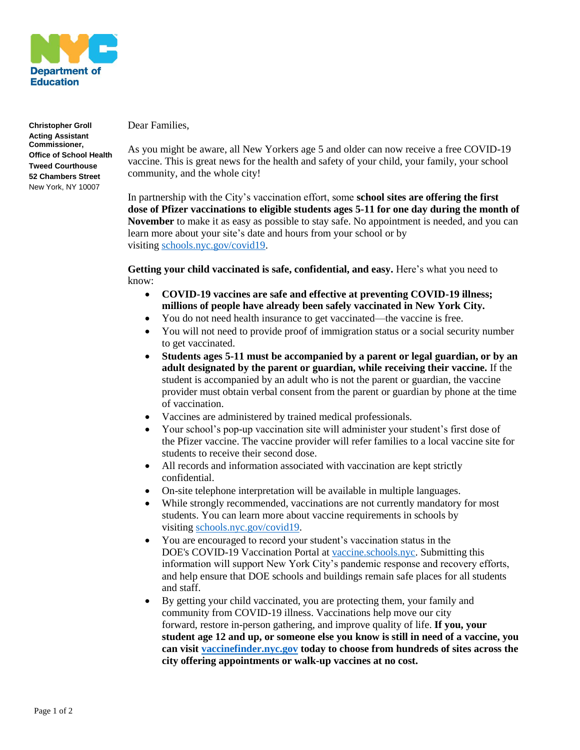**Christopher Groll**
**Acting Assistant Commissioner, Office of School Health**
**Tweed Courthouse**
**52 Chambers Street**
New York, NY 10007

Dear Families,

As you might be aware, all New Yorkers age 5 and older can now receive a free COVID-19 vaccine. This is great news for the health and safety of your child, your family, your school community, and the whole city!

In partnership with the City's vaccination effort, some **school sites are offering the first dose of Pfizer vaccinations to eligible students ages 5-11 for one day during the month of November** to make it as easy as possible to stay safe. No appointment is needed, and you can learn more about your site's date and hours from your school or by visiting [schools.nyc.gov/covid19](schools.nyc.gov/covid19).

**Getting your child vaccinated is safe, confidential, and easy.** Here's what you need to know:

- **COVID-19 vaccines are safe and effective at preventing COVID-19 illness; millions of people have already been safely vaccinated in New York City.**
- You do not need health insurance to get vaccinated—the vaccine is free.
- You will not need to provide proof of immigration status or a social security number to get vaccinated.
- **Students ages 5-11 must be accompanied by a parent or legal guardian, or by an adult designated by the parent or guardian, while receiving their vaccine.** If the student is accompanied by an adult who is not the parent or guardian, the vaccine provider must obtain verbal consent from the parent or guardian by phone at the time of vaccination.
- Vaccines are administered by trained medical professionals.
- Your school's pop-up vaccination site will administer your student's first dose of the Pfizer vaccine. The vaccine provider will refer families to a local vaccine site for students to receive their second dose.
- All records and information associated with vaccination are kept strictly confidential.
- On-site telephone interpretation will be available in multiple languages.
- While strongly recommended, vaccinations are not currently mandatory for most students. You can learn more about vaccine requirements in schools by visiting [schools.nyc.gov/covid19](schools.nyc.gov/covid19).
- You are encouraged to record your student's vaccination status in the DOE's COVID-19 Vaccination Portal at [vaccine.schools.nyc](vaccine.schools.nyc). Submitting this information will support New York City's pandemic response and recovery efforts, and help ensure that DOE schools and buildings remain safe places for all students and staff.
- By getting your child vaccinated, you are protecting them, your family and community from COVID-19 illness. Vaccinations help move our city forward, restore in-person gathering, and improve quality of life. **If you, your student age 12 and up, or someone else you know is still in need of a vaccine, you can visit [vaccinefinder.nyc.gov](vaccinefinder.nyc.gov) today to choose from hundreds of sites across the city offering appointments or walk-up vaccines at no cost.**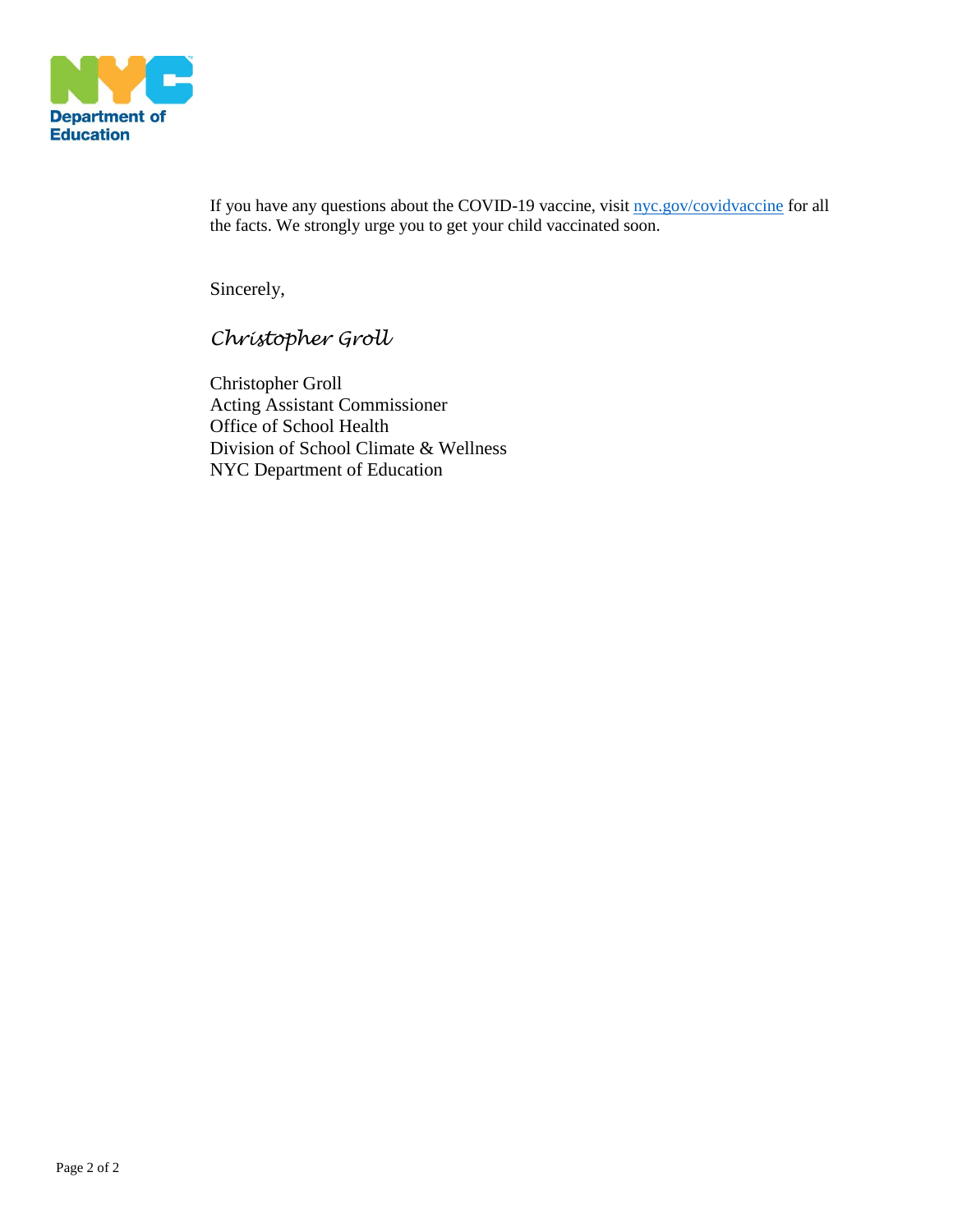NYC Department of Education

If you have any questions about the COVID-19 vaccine, visit [nyc.gov/covidvaccine](https://nyc.gov/covidvaccine) for all the facts. We strongly urge you to get your child vaccinated soon.

Sincerely,

*Christopher Groll*

Christopher Groll  
Acting Assistant Commissioner  
Office of School Health  
Division of School Climate & Wellness  
NYC Department of Education